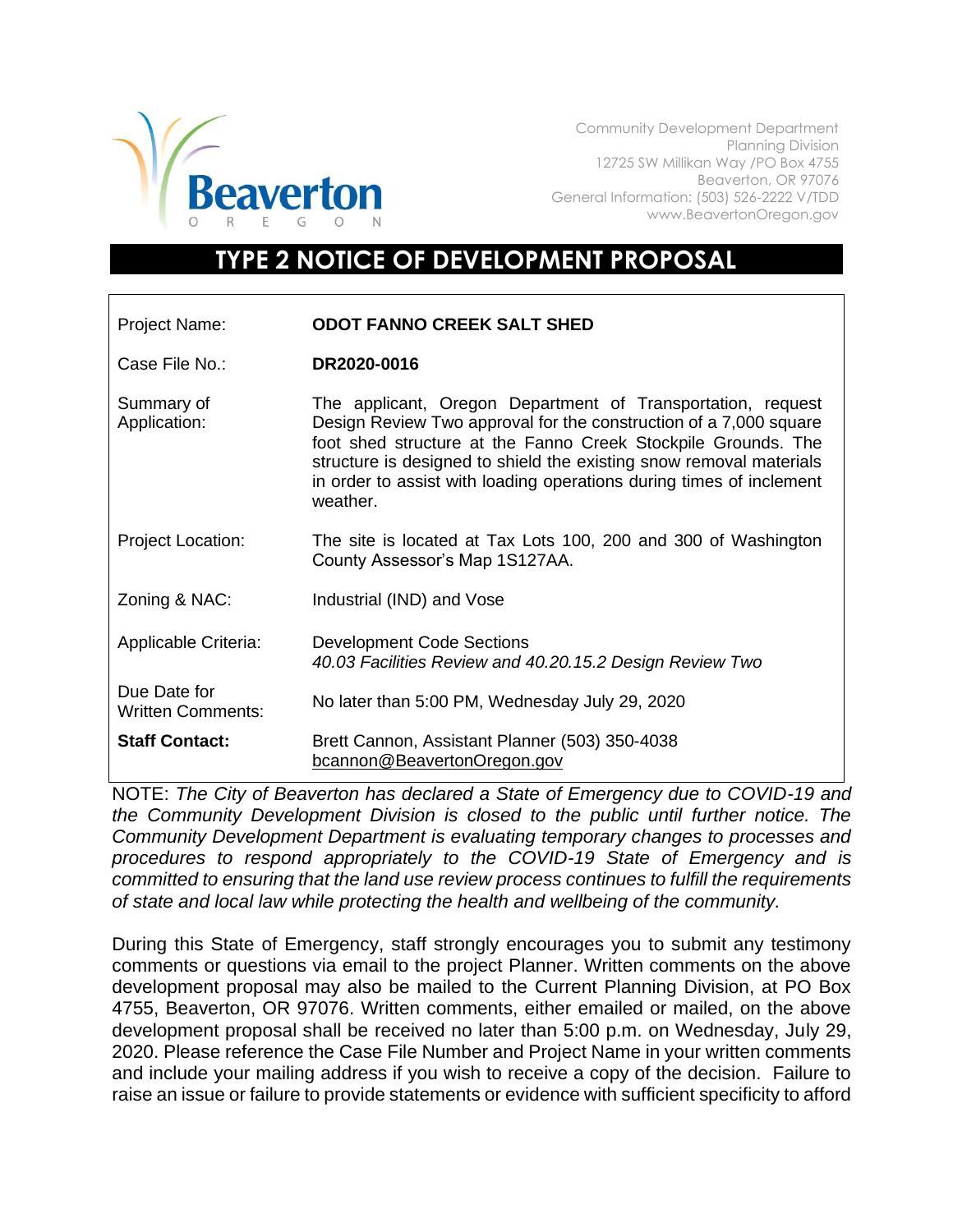Beaverton
OREGON

Community Development Department
Planning Division
12725 SW Millikan Way /PO Box 4755
Beaverton, OR 97076
General Information: (503) 526-2222 V/TDD
www.BeavertonOregon.gov

# TYPE 2 NOTICE OF DEVELOPMENT PROPOSAL

| | |
|---|---|
| Project Name: | **ODOT FANNO CREEK SALT SHED** |
| Case File No.: | **DR2020-0016** |
| Summary of Application: | The applicant, Oregon Department of Transportation, request Design Review Two approval for the construction of a 7,000 square foot shed structure at the Fanno Creek Stockpile Grounds. The structure is designed to shield the existing snow removal materials in order to assist with loading operations during times of inclement weather. |
| Project Location: | The site is located at Tax Lots 100, 200 and 300 of Washington County Assessor's Map 1S127AA. |
| Zoning & NAC: | Industrial (IND) and Vose |
| Applicable Criteria: | Development Code Sections *40.03 Facilities Review and 40.20.15.2 Design Review Two* |
| Due Date for Written Comments: | No later than 5:00 PM, Wednesday July 29, 2020 |
| **Staff Contact:** | Brett Cannon, Assistant Planner (503) 350-4038 bcannon@BeavertonOregon.gov |

NOTE: *The City of Beaverton has declared a State of Emergency due to COVID-19 and the Community Development Division is closed to the public until further notice. The Community Development Department is evaluating temporary changes to processes and procedures to respond appropriately to the COVID-19 State of Emergency and is committed to ensuring that the land use review process continues to fulfill the requirements of state and local law while protecting the health and wellbeing of the community.*

During this State of Emergency, staff strongly encourages you to submit any testimony comments or questions via email to the project Planner. Written comments on the above development proposal may also be mailed to the Current Planning Division, at PO Box 4755, Beaverton, OR 97076. Written comments, either emailed or mailed, on the above development proposal shall be received no later than 5:00 p.m. on Wednesday, July 29, 2020. Please reference the Case File Number and Project Name in your written comments and include your mailing address if you wish to receive a copy of the decision. Failure to raise an issue or failure to provide statements or evidence with sufficient specificity to afford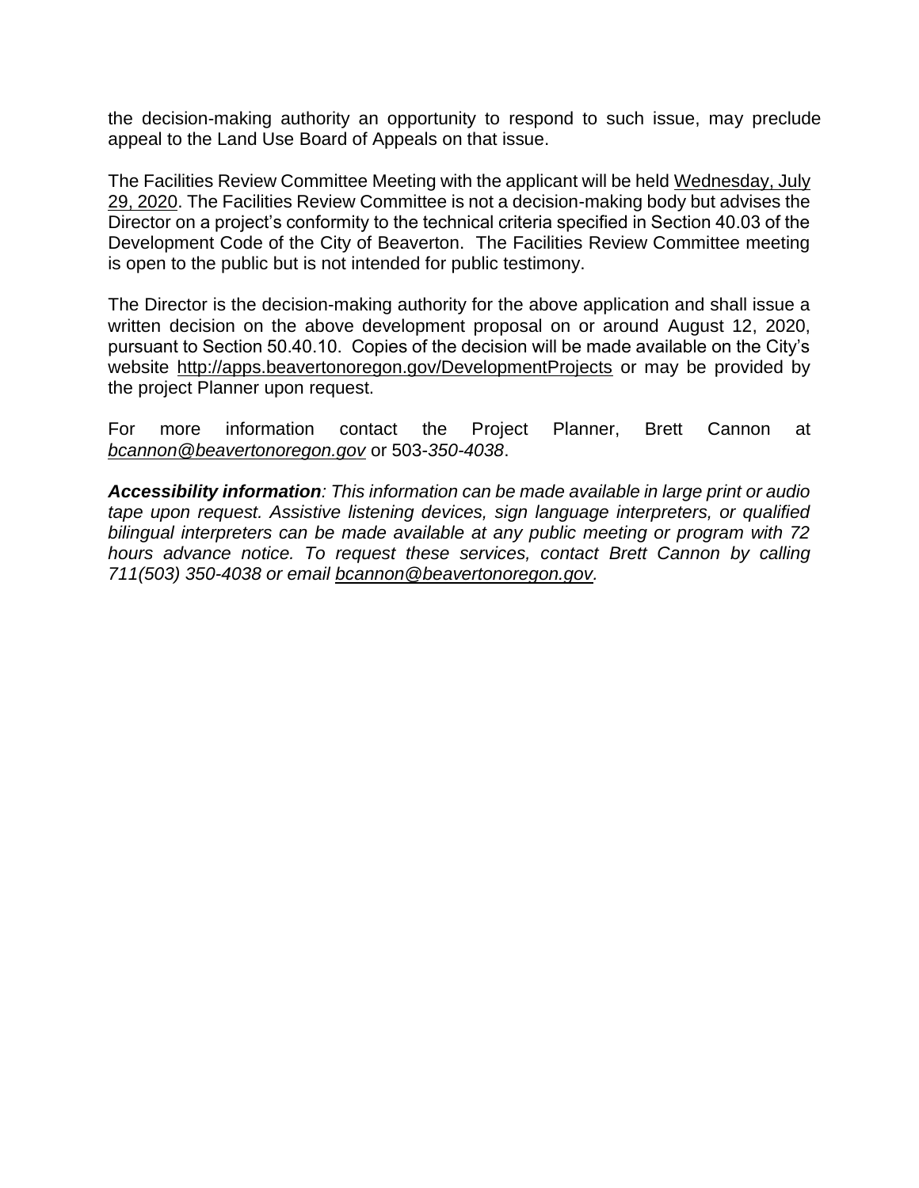the decision-making authority an opportunity to respond to such issue, may preclude appeal to the Land Use Board of Appeals on that issue.

The Facilities Review Committee Meeting with the applicant will be held Wednesday, July 29, 2020. The Facilities Review Committee is not a decision-making body but advises the Director on a project's conformity to the technical criteria specified in Section 40.03 of the Development Code of the City of Beaverton. The Facilities Review Committee meeting is open to the public but is not intended for public testimony.

The Director is the decision-making authority for the above application and shall issue a written decision on the above development proposal on or around August 12, 2020, pursuant to Section 50.40.10. Copies of the decision will be made available on the City's website http://apps.beavertonoregon.gov/DevelopmentProjects or may be provided by the project Planner upon request.

For more information contact the Project Planner, Brett Cannon at *bcannon@beavertonoregon.gov* or 503-*350-4038*.

***Accessibility information****: This information can be made available in large print or audio tape upon request. Assistive listening devices, sign language interpreters, or qualified bilingual interpreters can be made available at any public meeting or program with 72 hours advance notice. To request these services, contact Brett Cannon by calling 711(503) 350-4038 or email bcannon@beavertonoregon.gov.*